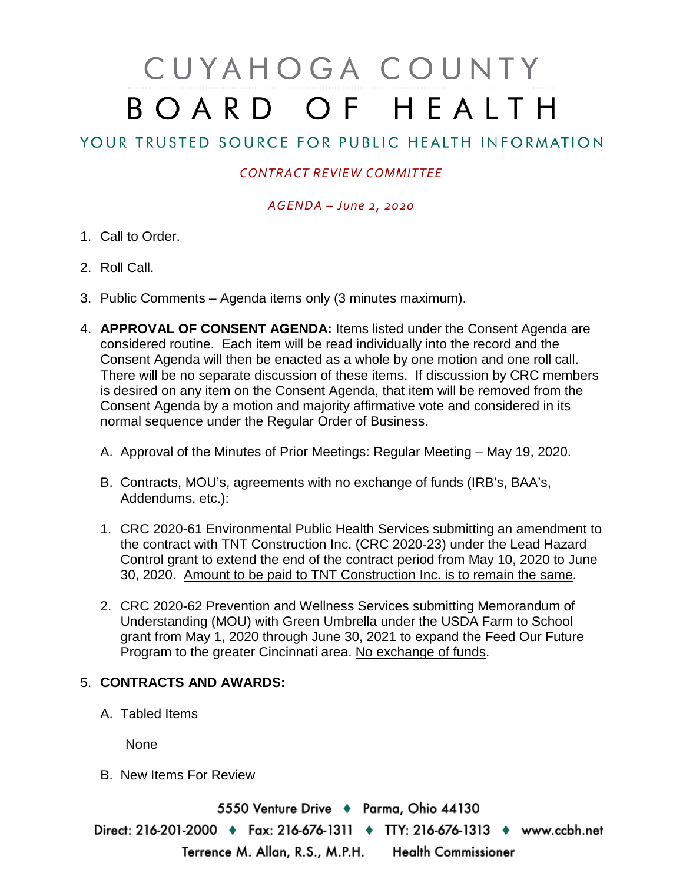# CUYAHOGA COUNTY BOARD OF HEALTH

## YOUR TRUSTED SOURCE FOR PUBLIC HEALTH INFORMATION

*CONTRACT REVIEW COMMITTEE*

*AGENDA – June 2, 2020*

1. Call to Order.

2. Roll Call.

3. Public Comments – Agenda items only (3 minutes maximum).

4. **APPROVAL OF CONSENT AGENDA:** Items listed under the Consent Agenda are considered routine. Each item will be read individually into the record and the Consent Agenda will then be enacted as a whole by one motion and one roll call. There will be no separate discussion of these items. If discussion by CRC members is desired on any item on the Consent Agenda, that item will be removed from the Consent Agenda by a motion and majority affirmative vote and considered in its normal sequence under the Regular Order of Business.

   A. Approval of the Minutes of Prior Meetings: Regular Meeting – May 19, 2020.

   B. Contracts, MOU's, agreements with no exchange of funds (IRB's, BAA's, Addendums, etc.):

   1. CRC 2020-61 Environmental Public Health Services submitting an amendment to the contract with TNT Construction Inc. (CRC 2020-23) under the Lead Hazard Control grant to extend the end of the contract period from May 10, 2020 to June 30, 2020. Amount to be paid to TNT Construction Inc. is to remain the same.

   2. CRC 2020-62 Prevention and Wellness Services submitting Memorandum of Understanding (MOU) with Green Umbrella under the USDA Farm to School grant from May 1, 2020 through June 30, 2021 to expand the Feed Our Future Program to the greater Cincinnati area. No exchange of funds.

5. **CONTRACTS AND AWARDS:**

   A. Tabled Items

      None

   B. New Items For Review

5550 Venture Drive ♦ Parma, Ohio 44130

Direct: 216-201-2000 ♦ Fax: 216-676-1311 ♦ TTY: 216-676-1313 ♦ www.ccbh.net

Terrence M. Allan, R.S., M.P.H. Health Commissioner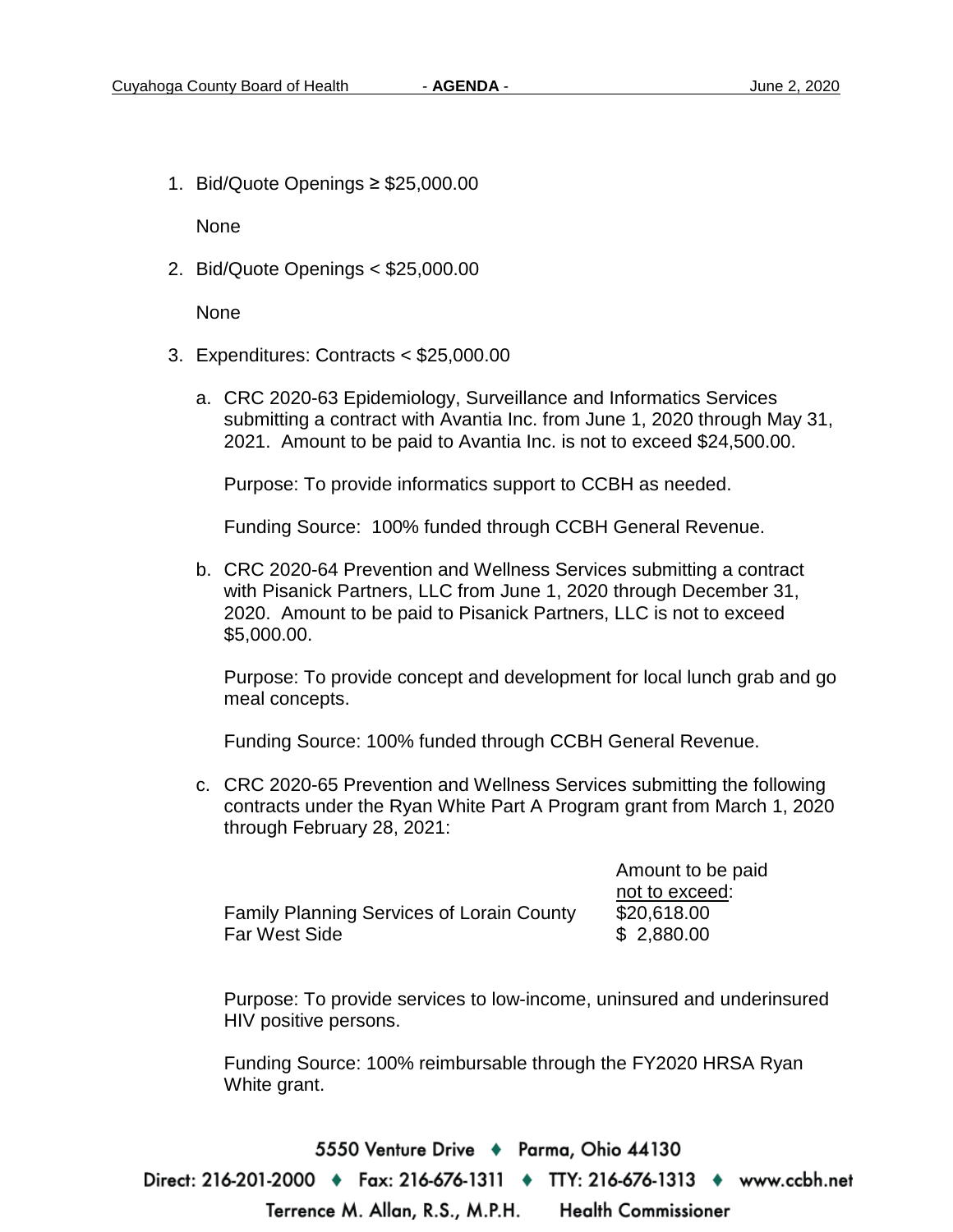1. Bid/Quote Openings ≥ $25,000.00

   None

2. Bid/Quote Openings < $25,000.00

   None

3. Expenditures: Contracts < $25,000.00

   a. CRC 2020-63 Epidemiology, Surveillance and Informatics Services submitting a contract with Avantia Inc. from June 1, 2020 through May 31, 2021. Amount to be paid to Avantia Inc. is not to exceed $24,500.00.

      Purpose: To provide informatics support to CCBH as needed.

      Funding Source: 100% funded through CCBH General Revenue.

   b. CRC 2020-64 Prevention and Wellness Services submitting a contract with Pisanick Partners, LLC from June 1, 2020 through December 31, 2020. Amount to be paid to Pisanick Partners, LLC is not to exceed $5,000.00.

      Purpose: To provide concept and development for local lunch grab and go meal concepts.

      Funding Source: 100% funded through CCBH General Revenue.

   c. CRC 2020-65 Prevention and Wellness Services submitting the following contracts under the Ryan White Part A Program grant from March 1, 2020 through February 28, 2021:

      | | Amount to be paid not to exceed: |
      |---|---|
      | Family Planning Services of Lorain County | $20,618.00 |
      | Far West Side | $ 2,880.00 |

      Purpose: To provide services to low-income, uninsured and underinsured HIV positive persons.

      Funding Source: 100% reimbursable through the FY2020 HRSA Ryan White grant.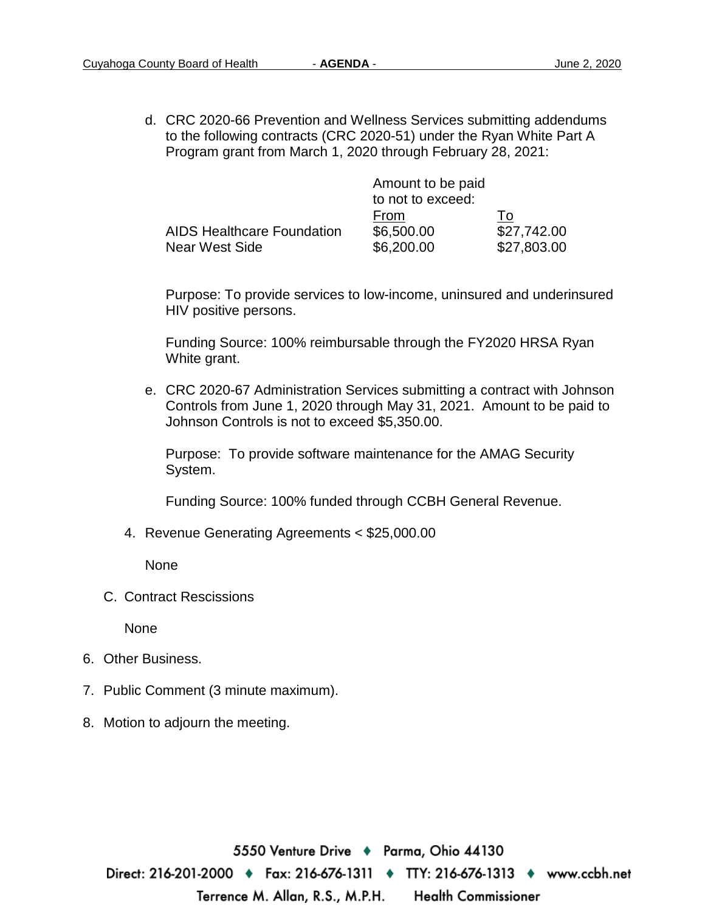d. CRC 2020-66 Prevention and Wellness Services submitting addendums to the following contracts (CRC 2020-51) under the Ryan White Part A Program grant from March 1, 2020 through February 28, 2021:

| | Amount to be paid to not to exceed: From | To |
|---|---|---|
| AIDS Healthcare Foundation | $6,500.00 | $27,742.00 |
| Near West Side | $6,200.00 | $27,803.00 |

Purpose: To provide services to low-income, uninsured and underinsured HIV positive persons.

Funding Source: 100% reimbursable through the FY2020 HRSA Ryan White grant.

e. CRC 2020-67 Administration Services submitting a contract with Johnson Controls from June 1, 2020 through May 31, 2021. Amount to be paid to Johnson Controls is not to exceed $5,350.00.

Purpose: To provide software maintenance for the AMAG Security System.

Funding Source: 100% funded through CCBH General Revenue.

4. Revenue Generating Agreements < $25,000.00

None

C. Contract Rescissions

None

6. Other Business.

7. Public Comment (3 minute maximum).

8. Motion to adjourn the meeting.

5550 Venture Drive ♦ Parma, Ohio 44130

Direct: 216-201-2000 ♦ Fax: 216-676-1311 ♦ TTY: 216-676-1313 ♦ www.ccbh.net

Terrence M. Allan, R.S., M.P.H. Health Commissioner